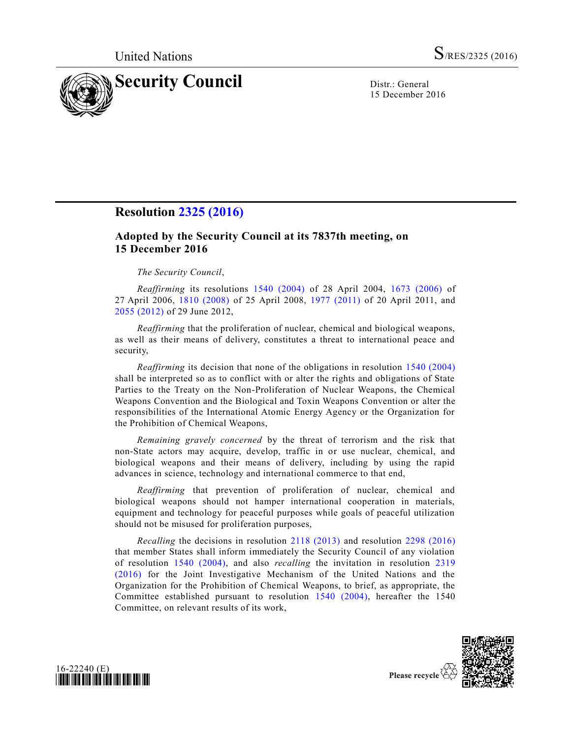United Nations S/RES/2325 (2016)

# Security Council

Distr.: General
15 December 2016

## Resolution 2325 (2016)

### Adopted by the Security Council at its 7837th meeting, on 15 December 2016

*The Security Council*,

*Reaffirming* its resolutions 1540 (2004) of 28 April 2004, 1673 (2006) of 27 April 2006, 1810 (2008) of 25 April 2008, 1977 (2011) of 20 April 2011, and 2055 (2012) of 29 June 2012,

*Reaffirming* that the proliferation of nuclear, chemical and biological weapons, as well as their means of delivery, constitutes a threat to international peace and security,

*Reaffirming* its decision that none of the obligations in resolution 1540 (2004) shall be interpreted so as to conflict with or alter the rights and obligations of State Parties to the Treaty on the Non-Proliferation of Nuclear Weapons, the Chemical Weapons Convention and the Biological and Toxin Weapons Convention or alter the responsibilities of the International Atomic Energy Agency or the Organization for the Prohibition of Chemical Weapons,

*Remaining gravely concerned* by the threat of terrorism and the risk that non-State actors may acquire, develop, traffic in or use nuclear, chemical, and biological weapons and their means of delivery, including by using the rapid advances in science, technology and international commerce to that end,

*Reaffirming* that prevention of proliferation of nuclear, chemical and biological weapons should not hamper international cooperation in materials, equipment and technology for peaceful purposes while goals of peaceful utilization should not be misused for proliferation purposes,

*Recalling* the decisions in resolution 2118 (2013) and resolution 2298 (2016) that member States shall inform immediately the Security Council of any violation of resolution 1540 (2004), and also *recalling* the invitation in resolution 2319 (2016) for the Joint Investigative Mechanism of the United Nations and the Organization for the Prohibition of Chemical Weapons, to brief, as appropriate, the Committee established pursuant to resolution 1540 (2004), hereafter the 1540 Committee, on relevant results of its work,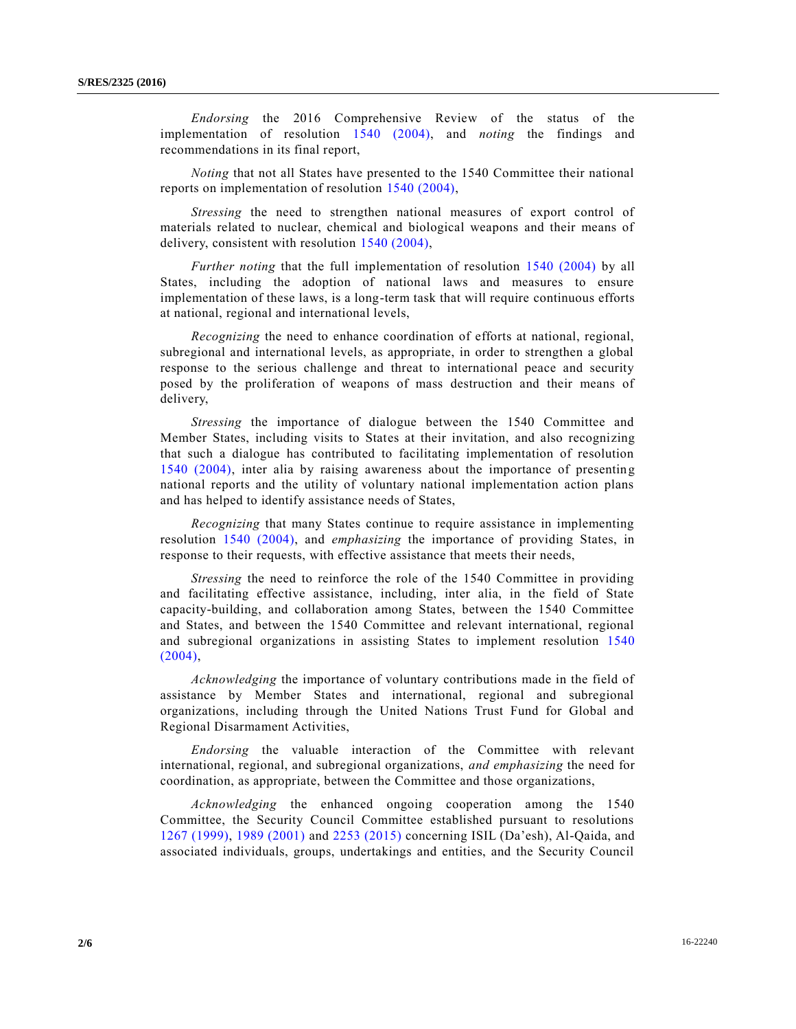*Endorsing* the 2016 Comprehensive Review of the status of the implementation of resolution 1540 (2004), and *noting* the findings and recommendations in its final report,

*Noting* that not all States have presented to the 1540 Committee their national reports on implementation of resolution 1540 (2004),

*Stressing* the need to strengthen national measures of export control of materials related to nuclear, chemical and biological weapons and their means of delivery, consistent with resolution 1540 (2004),

*Further noting* that the full implementation of resolution 1540 (2004) by all States, including the adoption of national laws and measures to ensure implementation of these laws, is a long-term task that will require continuous efforts at national, regional and international levels,

*Recognizing* the need to enhance coordination of efforts at national, regional, subregional and international levels, as appropriate, in order to strengthen a global response to the serious challenge and threat to international peace and security posed by the proliferation of weapons of mass destruction and their means of delivery,

*Stressing* the importance of dialogue between the 1540 Committee and Member States, including visits to States at their invitation, and also recognizing that such a dialogue has contributed to facilitating implementation of resolution 1540 (2004), inter alia by raising awareness about the importance of presenting national reports and the utility of voluntary national implementation action plans and has helped to identify assistance needs of States,

*Recognizing* that many States continue to require assistance in implementing resolution 1540 (2004), and *emphasizing* the importance of providing States, in response to their requests, with effective assistance that meets their needs,

*Stressing* the need to reinforce the role of the 1540 Committee in providing and facilitating effective assistance, including, inter alia, in the field of State capacity-building, and collaboration among States, between the 1540 Committee and States, and between the 1540 Committee and relevant international, regional and subregional organizations in assisting States to implement resolution 1540 (2004),

*Acknowledging* the importance of voluntary contributions made in the field of assistance by Member States and international, regional and subregional organizations, including through the United Nations Trust Fund for Global and Regional Disarmament Activities,

*Endorsing* the valuable interaction of the Committee with relevant international, regional, and subregional organizations, *and emphasizing* the need for coordination, as appropriate, between the Committee and those organizations,

*Acknowledging* the enhanced ongoing cooperation among the 1540 Committee, the Security Council Committee established pursuant to resolutions 1267 (1999), 1989 (2001) and 2253 (2015) concerning ISIL (Da'esh), Al-Qaida, and associated individuals, groups, undertakings and entities, and the Security Council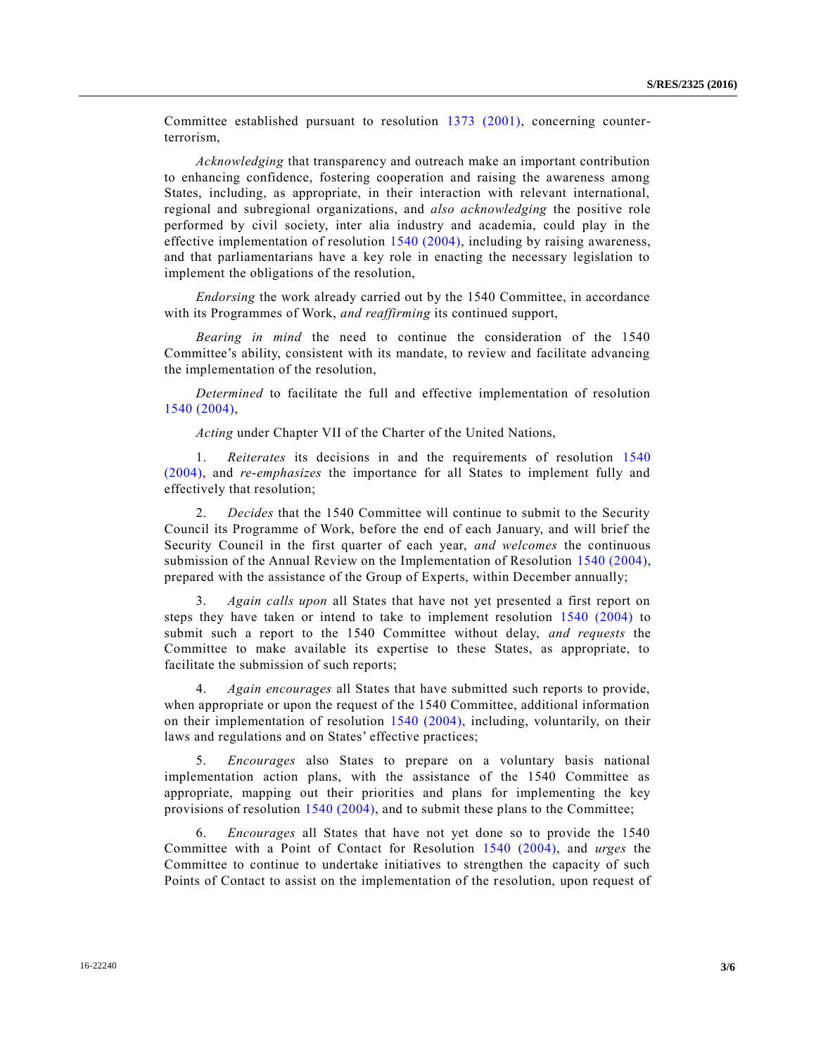Committee established pursuant to resolution 1373 (2001), concerning counter-terrorism,

*Acknowledging* that transparency and outreach make an important contribution to enhancing confidence, fostering cooperation and raising the awareness among States, including, as appropriate, in their interaction with relevant international, regional and subregional organizations, and *also acknowledging* the positive role performed by civil society, inter alia industry and academia, could play in the effective implementation of resolution 1540 (2004), including by raising awareness, and that parliamentarians have a key role in enacting the necessary legislation to implement the obligations of the resolution,

*Endorsing* the work already carried out by the 1540 Committee, in accordance with its Programmes of Work, *and reaffirming* its continued support,

*Bearing in mind* the need to continue the consideration of the 1540 Committee's ability, consistent with its mandate, to review and facilitate advancing the implementation of the resolution,

*Determined* to facilitate the full and effective implementation of resolution 1540 (2004),

*Acting* under Chapter VII of the Charter of the United Nations,

1. *Reiterates* its decisions in and the requirements of resolution 1540 (2004), and *re-emphasizes* the importance for all States to implement fully and effectively that resolution;

2. *Decides* that the 1540 Committee will continue to submit to the Security Council its Programme of Work, before the end of each January, and will brief the Security Council in the first quarter of each year, *and welcomes* the continuous submission of the Annual Review on the Implementation of Resolution 1540 (2004), prepared with the assistance of the Group of Experts, within December annually;

3. *Again calls upon* all States that have not yet presented a first report on steps they have taken or intend to take to implement resolution 1540 (2004) to submit such a report to the 1540 Committee without delay, *and requests* the Committee to make available its expertise to these States, as appropriate, to facilitate the submission of such reports;

4. *Again encourages* all States that have submitted such reports to provide, when appropriate or upon the request of the 1540 Committee, additional information on their implementation of resolution 1540 (2004), including, voluntarily, on their laws and regulations and on States' effective practices;

5. *Encourages* also States to prepare on a voluntary basis national implementation action plans, with the assistance of the 1540 Committee as appropriate, mapping out their priorities and plans for implementing the key provisions of resolution 1540 (2004), and to submit these plans to the Committee;

6. *Encourages* all States that have not yet done so to provide the 1540 Committee with a Point of Contact for Resolution 1540 (2004), and *urges* the Committee to continue to undertake initiatives to strengthen the capacity of such Points of Contact to assist on the implementation of the resolution, upon request of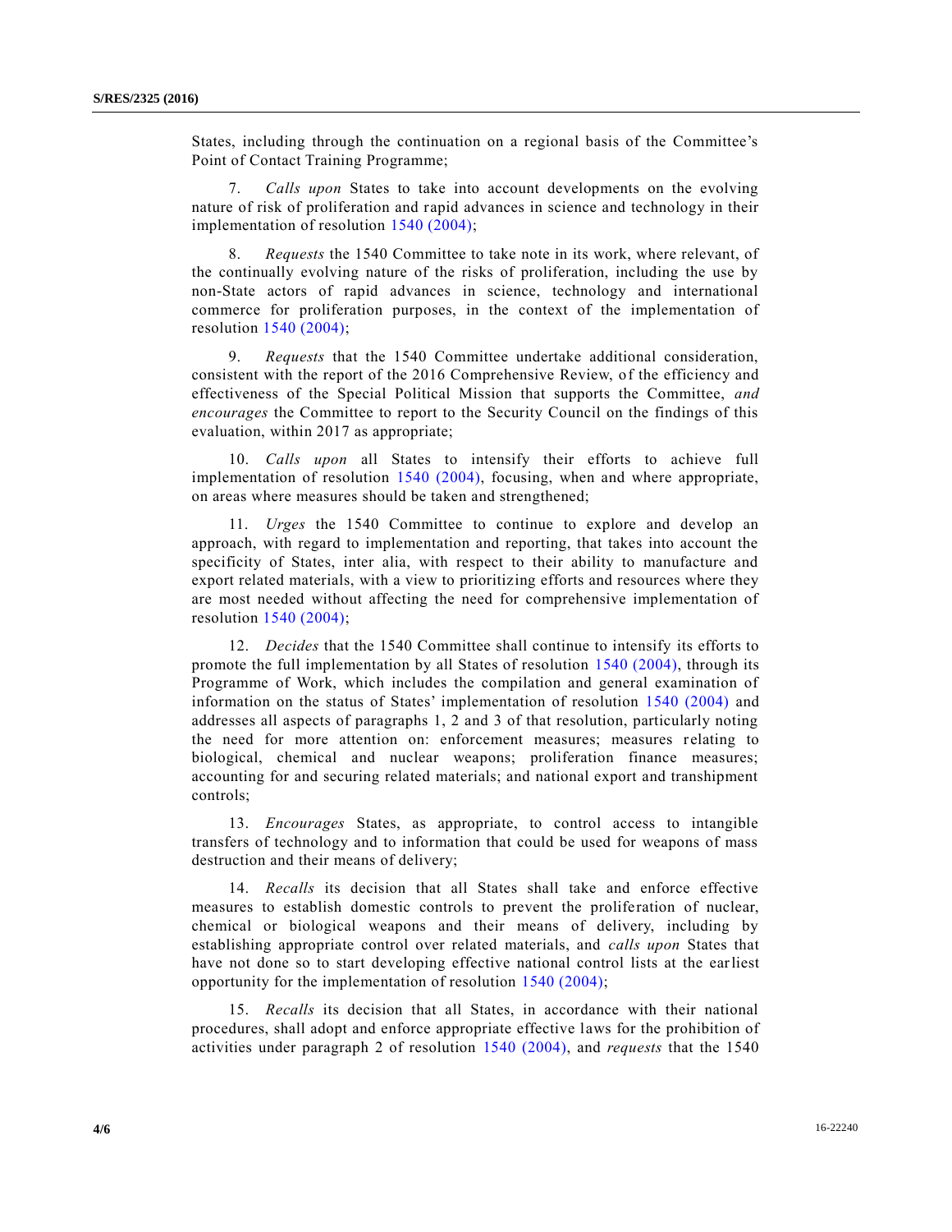States, including through the continuation on a regional basis of the Committee's Point of Contact Training Programme;

7. *Calls upon* States to take into account developments on the evolving nature of risk of proliferation and rapid advances in science and technology in their implementation of resolution 1540 (2004);

8. *Requests* the 1540 Committee to take note in its work, where relevant, of the continually evolving nature of the risks of proliferation, including the use by non-State actors of rapid advances in science, technology and international commerce for proliferation purposes, in the context of the implementation of resolution 1540 (2004);

9. *Requests* that the 1540 Committee undertake additional consideration, consistent with the report of the 2016 Comprehensive Review, of the efficiency and effectiveness of the Special Political Mission that supports the Committee, *and encourages* the Committee to report to the Security Council on the findings of this evaluation, within 2017 as appropriate;

10. *Calls upon* all States to intensify their efforts to achieve full implementation of resolution 1540 (2004), focusing, when and where appropriate, on areas where measures should be taken and strengthened;

11. *Urges* the 1540 Committee to continue to explore and develop an approach, with regard to implementation and reporting, that takes into account the specificity of States, inter alia, with respect to their ability to manufacture and export related materials, with a view to prioritizing efforts and resources where they are most needed without affecting the need for comprehensive implementation of resolution 1540 (2004);

12. *Decides* that the 1540 Committee shall continue to intensify its efforts to promote the full implementation by all States of resolution 1540 (2004), through its Programme of Work, which includes the compilation and general examination of information on the status of States' implementation of resolution 1540 (2004) and addresses all aspects of paragraphs 1, 2 and 3 of that resolution, particularly noting the need for more attention on: enforcement measures; measures relating to biological, chemical and nuclear weapons; proliferation finance measures; accounting for and securing related materials; and national export and transhipment controls;

13. *Encourages* States, as appropriate, to control access to intangible transfers of technology and to information that could be used for weapons of mass destruction and their means of delivery;

14. *Recalls* its decision that all States shall take and enforce effective measures to establish domestic controls to prevent the proliferation of nuclear, chemical or biological weapons and their means of delivery, including by establishing appropriate control over related materials, and *calls upon* States that have not done so to start developing effective national control lists at the earliest opportunity for the implementation of resolution 1540 (2004);

15. *Recalls* its decision that all States, in accordance with their national procedures, shall adopt and enforce appropriate effective laws for the prohibition of activities under paragraph 2 of resolution 1540 (2004), and *requests* that the 1540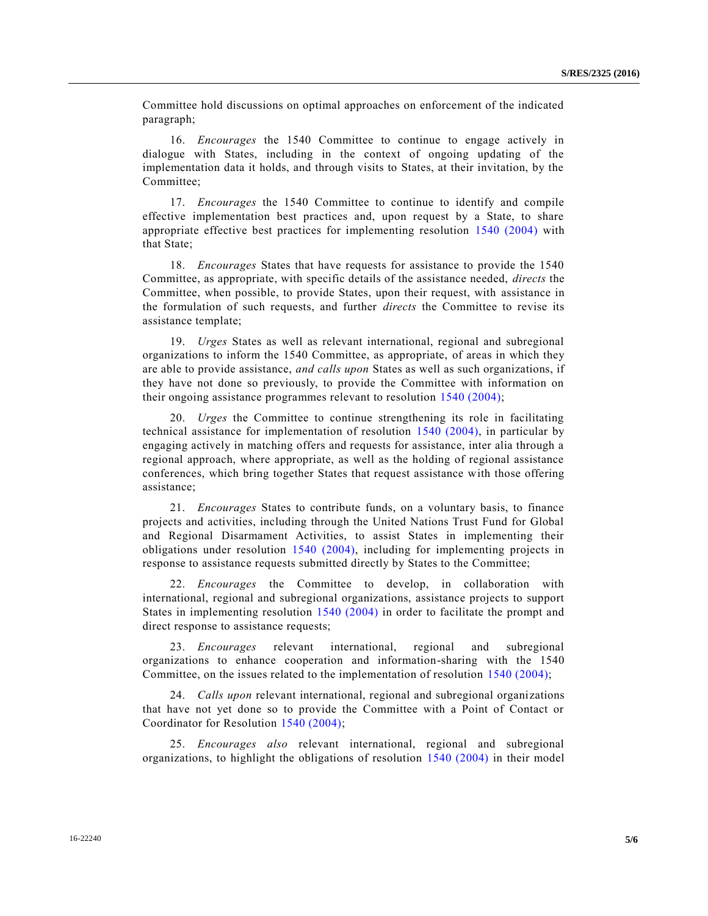Committee hold discussions on optimal approaches on enforcement of the indicated paragraph;

16. *Encourages* the 1540 Committee to continue to engage actively in dialogue with States, including in the context of ongoing updating of the implementation data it holds, and through visits to States, at their invitation, by the Committee;

17. *Encourages* the 1540 Committee to continue to identify and compile effective implementation best practices and, upon request by a State, to share appropriate effective best practices for implementing resolution 1540 (2004) with that State;

18. *Encourages* States that have requests for assistance to provide the 1540 Committee, as appropriate, with specific details of the assistance needed, *directs* the Committee, when possible, to provide States, upon their request, with assistance in the formulation of such requests, and further *directs* the Committee to revise its assistance template;

19. *Urges* States as well as relevant international, regional and subregional organizations to inform the 1540 Committee, as appropriate, of areas in which they are able to provide assistance, *and calls upon* States as well as such organizations, if they have not done so previously, to provide the Committee with information on their ongoing assistance programmes relevant to resolution 1540 (2004);

20. *Urges* the Committee to continue strengthening its role in facilitating technical assistance for implementation of resolution 1540 (2004), in particular by engaging actively in matching offers and requests for assistance, inter alia through a regional approach, where appropriate, as well as the holding of regional assistance conferences, which bring together States that request assistance with those offering assistance;

21. *Encourages* States to contribute funds, on a voluntary basis, to finance projects and activities, including through the United Nations Trust Fund for Global and Regional Disarmament Activities, to assist States in implementing their obligations under resolution 1540 (2004), including for implementing projects in response to assistance requests submitted directly by States to the Committee;

22. *Encourages* the Committee to develop, in collaboration with international, regional and subregional organizations, assistance projects to support States in implementing resolution 1540 (2004) in order to facilitate the prompt and direct response to assistance requests;

23. *Encourages* relevant international, regional and subregional organizations to enhance cooperation and information-sharing with the 1540 Committee, on the issues related to the implementation of resolution 1540 (2004);

24. *Calls upon* relevant international, regional and subregional organizations that have not yet done so to provide the Committee with a Point of Contact or Coordinator for Resolution 1540 (2004);

25. *Encourages also* relevant international, regional and subregional organizations, to highlight the obligations of resolution 1540 (2004) in their model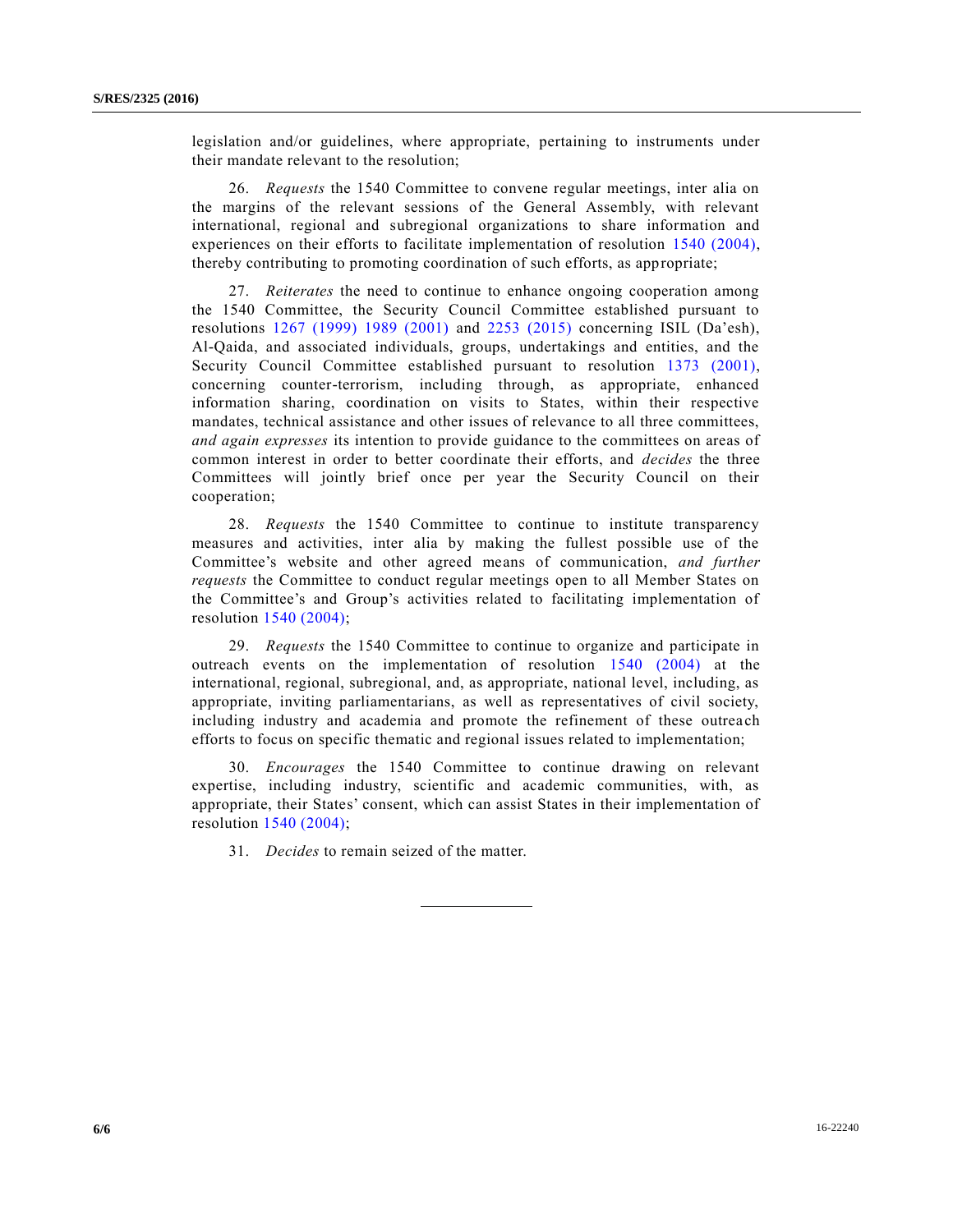legislation and/or guidelines, where appropriate, pertaining to instruments under their mandate relevant to the resolution;

26. *Requests* the 1540 Committee to convene regular meetings, inter alia on the margins of the relevant sessions of the General Assembly, with relevant international, regional and subregional organizations to share information and experiences on their efforts to facilitate implementation of resolution 1540 (2004), thereby contributing to promoting coordination of such efforts, as appropriate;

27. *Reiterates* the need to continue to enhance ongoing cooperation among the 1540 Committee, the Security Council Committee established pursuant to resolutions 1267 (1999) 1989 (2001) and 2253 (2015) concerning ISIL (Da'esh), Al-Qaida, and associated individuals, groups, undertakings and entities, and the Security Council Committee established pursuant to resolution 1373 (2001), concerning counter-terrorism, including through, as appropriate, enhanced information sharing, coordination on visits to States, within their respective mandates, technical assistance and other issues of relevance to all three committees, *and again expresses* its intention to provide guidance to the committees on areas of common interest in order to better coordinate their efforts, and *decides* the three Committees will jointly brief once per year the Security Council on their cooperation;

28. *Requests* the 1540 Committee to continue to institute transparency measures and activities, inter alia by making the fullest possible use of the Committee's website and other agreed means of communication, *and further requests* the Committee to conduct regular meetings open to all Member States on the Committee's and Group's activities related to facilitating implementation of resolution 1540 (2004);

29. *Requests* the 1540 Committee to continue to organize and participate in outreach events on the implementation of resolution 1540 (2004) at the international, regional, subregional, and, as appropriate, national level, including, as appropriate, inviting parliamentarians, as well as representatives of civil society, including industry and academia and promote the refinement of these outreach efforts to focus on specific thematic and regional issues related to implementation;

30. *Encourages* the 1540 Committee to continue drawing on relevant expertise, including industry, scientific and academic communities, with, as appropriate, their States' consent, which can assist States in their implementation of resolution 1540 (2004);

31. *Decides* to remain seized of the matter.